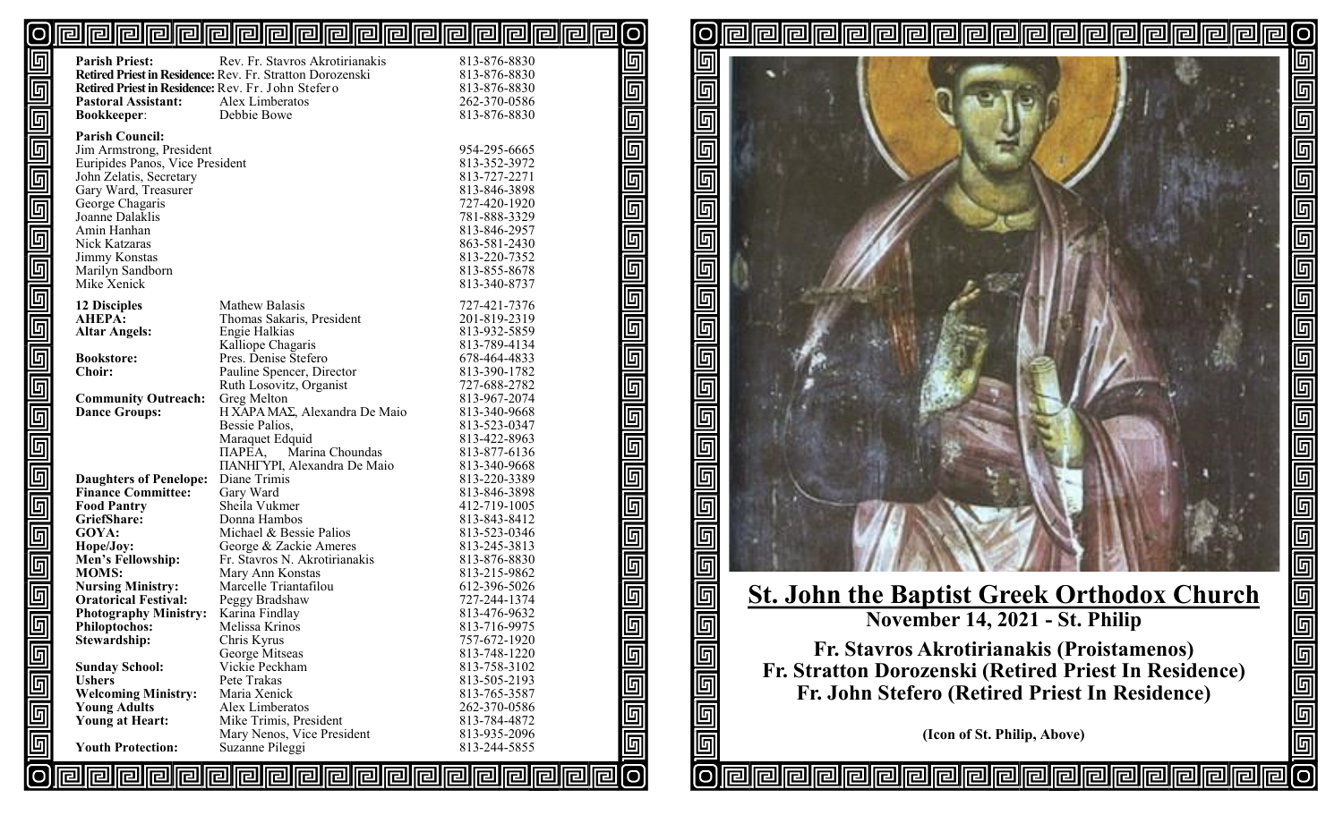| | | |
|---|---|---|
| **Parish Priest:** | Rev. Fr. Stavros Akrotirianakis | 813-876-8830 |
| **Retired Priest in Residence:** | Rev. Fr. Stratton Dorozenski | 813-876-8830 |
| **Retired Priest in Residence:** | Rev. Fr. John Stefero | 813-876-8830 |
| **Pastoral Assistant:** | Alex Limberatos | 262-370-0586 |
| **Bookkeeper:** | Debbie Bowe | 813-876-8830 |

**Parish Council:**

| | |
|---|---|
| Jim Armstrong, President | 954-295-6665 |
| Euripides Panos, Vice President | 813-352-3972 |
| John Zelatis, Secretary | 813-727-2271 |
| Gary Ward, Treasurer | 813-846-3898 |
| George Chagaris | 727-420-1920 |
| Joanne Dalaklis | 781-888-3329 |
| Amin Hanhan | 813-846-2957 |
| Nick Katzaras | 863-581-2430 |
| Jimmy Konstas | 813-220-7352 |
| Marilyn Sandborn | 813-855-8678 |
| Mike Xenick | 813-340-8737 |

| | | |
|---|---|---|
| **12 Disciples** | Mathew Balasis | 727-421-7376 |
| **AHEPA:** | Thomas Sakaris, President | 201-819-2319 |
| **Altar Angels:** | Engie Halkias | 813-932-5859 |
| | Kalliope Chagaris | 813-789-4134 |
| **Bookstore:** | Pres. Denise Stefero | 678-464-4833 |
| **Choir:** | Pauline Spencer, Director | 813-390-1782 |
| | Ruth Losovitz, Organist | 727-688-2782 |
| **Community Outreach:** | Greg Melton | 813-967-2074 |
| **Dance Groups:** | Η ΧΑΡΑ ΜΑΣ, Alexandra De Maio | 813-340-9668 |
| | Bessie Palios, | 813-523-0347 |
| | Maraquet Edquid | 813-422-8963 |
| | ΠΑΡΕΑ, Marina Choundas | 813-877-6136 |
| | ΠΑΝΗΓΥΡΙ, Alexandra De Maio | 813-340-9668 |
| **Daughters of Penelope:** | Diane Trimis | 813-220-3389 |
| **Finance Committee:** | Gary Ward | 813-846-3898 |
| **Food Pantry** | Sheila Vukmer | 412-719-1005 |
| **GriefShare:** | Donna Hambos | 813-843-8412 |
| **GOYA:** | Michael & Bessie Palios | 813-523-0346 |
| **Hope/Joy:** | George & Zackie Ameres | 813-245-3813 |
| **Men's Fellowship:** | Fr. Stavros N. Akrotirianakis | 813-876-8830 |
| **MOMS:** | Mary Ann Konstas | 813-215-9862 |
| **Nursing Ministry:** | Marcelle Triantafilou | 612-396-5026 |
| **Oratorical Festival:** | Peggy Bradshaw | 727-244-1374 |
| **Photography Ministry:** | Karina Findlay | 813-476-9632 |
| **Philoptochos:** | Melissa Krinos | 813-716-9975 |
| **Stewardship:** | Chris Kyrus | 757-672-1920 |
| | George Mitseas | 813-748-1220 |
| **Sunday School:** | Vickie Peckham | 813-758-3102 |
| **Ushers** | Pete Trakas | 813-505-2193 |
| **Welcoming Ministry:** | Maria Xenick | 813-765-3587 |
| **Young Adults** | Alex Limberatos | 262-370-0586 |
| **Young at Heart:** | Mike Trimis, President | 813-784-4872 |
| | Mary Nenos, Vice President | 813-935-2096 |
| **Youth Protection:** | Suzanne Pileggi | 813-244-5855 |

# St. John the Baptist Greek Orthodox Church

## November 14, 2021 - St. Philip

**Fr. Stavros Akrotirianakis (Proistamenos)**
**Fr. Stratton Dorozenski (Retired Priest In Residence)**
**Fr. John Stefero (Retired Priest In Residence)**

**(Icon of St. Philip, Above)**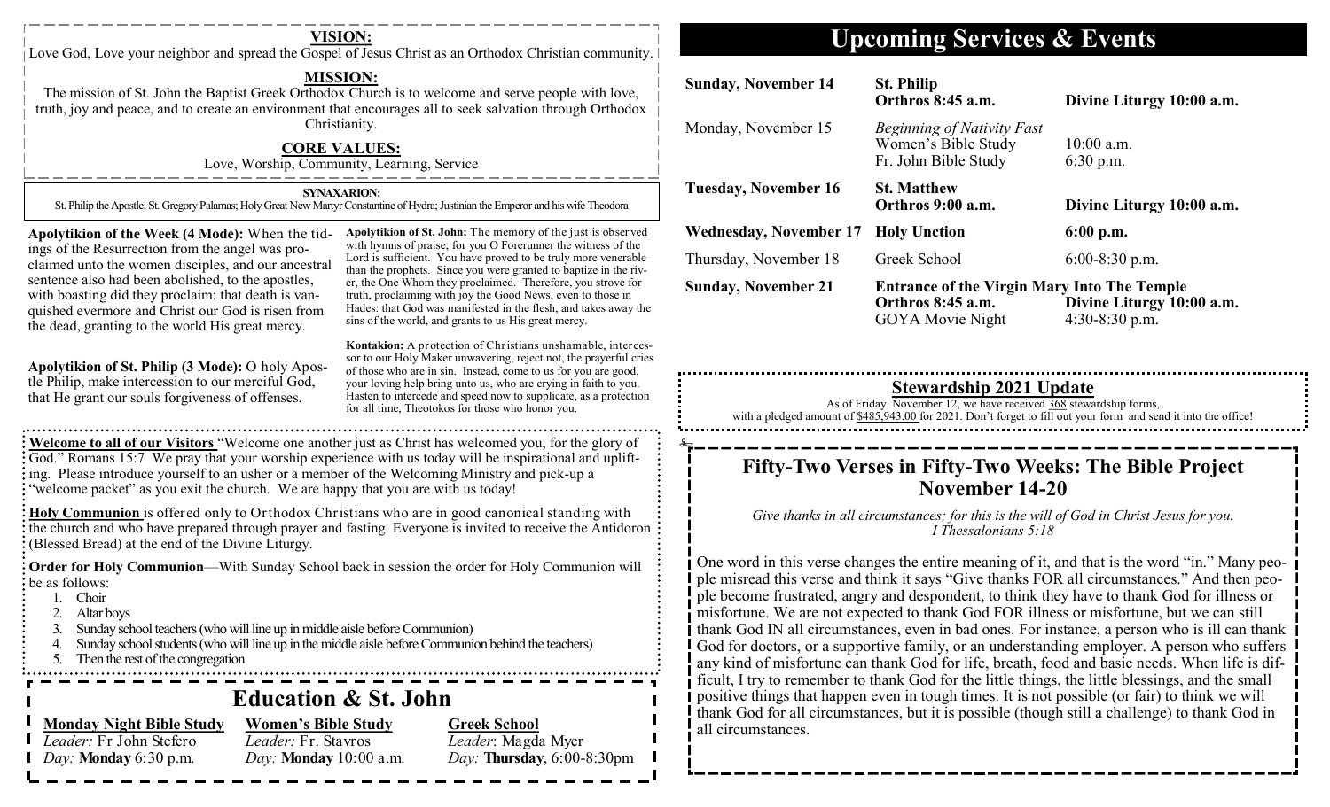## VISION:

Love God, Love your neighbor and spread the Gospel of Jesus Christ as an Orthodox Christian community.

## MISSION:

The mission of St. John the Baptist Greek Orthodox Church is to welcome and serve people with love, truth, joy and peace, and to create an environment that encourages all to seek salvation through Orthodox Christianity.

## CORE VALUES:

Love, Worship, Community, Learning, Service

### SYNAXARION:

St. Philip the Apostle; St. Gregory Palamas; Holy Great New Martyr Constantine of Hydra; Justinian the Emperor and his wife Theodora

**Apolytikion of the Week (4 Mode):** When the tidings of the Resurrection from the angel was proclaimed unto the women disciples, and our ancestral sentence also had been abolished, to the apostles, with boasting did they proclaim: that death is vanquished evermore and Christ our God is risen from the dead, granting to the world His great mercy.

**Apolytikion of St. Philip (3 Mode):** O holy Apostle Philip, make intercession to our merciful God, that He grant our souls forgiveness of offenses.

**Apolytikion of St. John:** The memory of the just is observed with hymns of praise; for you O Forerunner the witness of the Lord is sufficient. You have proved to be truly more venerable than the prophets. Since you were granted to baptize in the river, the One Whom they proclaimed. Therefore, you strove for truth, proclaiming with joy the Good News, even to those in Hades: that God was manifested in the flesh, and takes away the sins of the world, and grants to us His great mercy.

**Kontakion:** A protection of Christians unshamable, intercessor to our Holy Maker unwavering, reject not, the prayerful cries of those who are in sin. Instead, come to us for you are good, your loving help bring unto us, who are crying in faith to you. Hasten to intercede and speed now to supplicate, as a protection for all time, Theotokos for those who honor you.

**Welcome to all of our Visitors** "Welcome one another just as Christ has welcomed you, for the glory of God." Romans 15:7 We pray that your worship experience with us today will be inspirational and uplifting. Please introduce yourself to an usher or a member of the Welcoming Ministry and pick-up a "welcome packet" as you exit the church. We are happy that you are with us today!

**Holy Communion** is offered only to Orthodox Christians who are in good canonical standing with the church and who have prepared through prayer and fasting. Everyone is invited to receive the Antidoron (Blessed Bread) at the end of the Divine Liturgy.

**Order for Holy Communion**—With Sunday School back in session the order for Holy Communion will be as follows:

1. Choir
2. Altar boys
3. Sunday school teachers (who will line up in middle aisle before Communion)
4. Sunday school students (who will line up in the middle aisle before Communion behind the teachers)
5. Then the rest of the congregation

## Education & St. John

**Monday Night Bible Study**
*Leader:* Fr John Stefero
*Day:* **Monday** 6:30 p.m.

**Women's Bible Study**
*Leader:* Fr. Stavros
*Day:* **Monday** 10:00 a.m.

**Greek School**
*Leader*: Magda Myer
*Day:* **Thursday**, 6:00-8:30pm

# Upcoming Services & Events

| | | |
|---|---|---|
| **Sunday, November 14** | **St. Philip** | |
| | **Orthros 8:45 a.m.** | **Divine Liturgy 10:00 a.m.** |
| Monday, November 15 | *Beginning of Nativity Fast* | |
| | Women's Bible Study | 10:00 a.m. |
| | Fr. John Bible Study | 6:30 p.m. |
| **Tuesday, November 16** | **St. Matthew** | |
| | **Orthros 9:00 a.m.** | **Divine Liturgy 10:00 a.m.** |
| **Wednesday, November 17** | **Holy Unction** | **6:00 p.m.** |
| Thursday, November 18 | Greek School | 6:00-8:30 p.m. |
| **Sunday, November 21** | **Entrance of the Virgin Mary Into The Temple** | |
| | **Orthros 8:45 a.m.** | **Divine Liturgy 10:00 a.m.** |
| | GOYA Movie Night | 4:30-8:30 p.m. |

## Stewardship 2021 Update

As of Friday, November 12, we have received 368 stewardship forms, with a pledged amount of $485,943.00 for 2021. Don't forget to fill out your form and send it into the office!

## Fifty-Two Verses in Fifty-Two Weeks: The Bible Project November 14-20

*Give thanks in all circumstances; for this is the will of God in Christ Jesus for you. I Thessalonians 5:18*

One word in this verse changes the entire meaning of it, and that is the word "in." Many people misread this verse and think it says "Give thanks FOR all circumstances." And then people become frustrated, angry and despondent, to think they have to thank God for illness or misfortune. We are not expected to thank God FOR illness or misfortune, but we can still thank God IN all circumstances, even in bad ones. For instance, a person who is ill can thank God for doctors, or a supportive family, or an understanding employer. A person who suffers any kind of misfortune can thank God for life, breath, food and basic needs. When life is difficult, I try to remember to thank God for the little things, the little blessings, and the small positive things that happen even in tough times. It is not possible (or fair) to think we will thank God for all circumstances, but it is possible (though still a challenge) to thank God in all circumstances.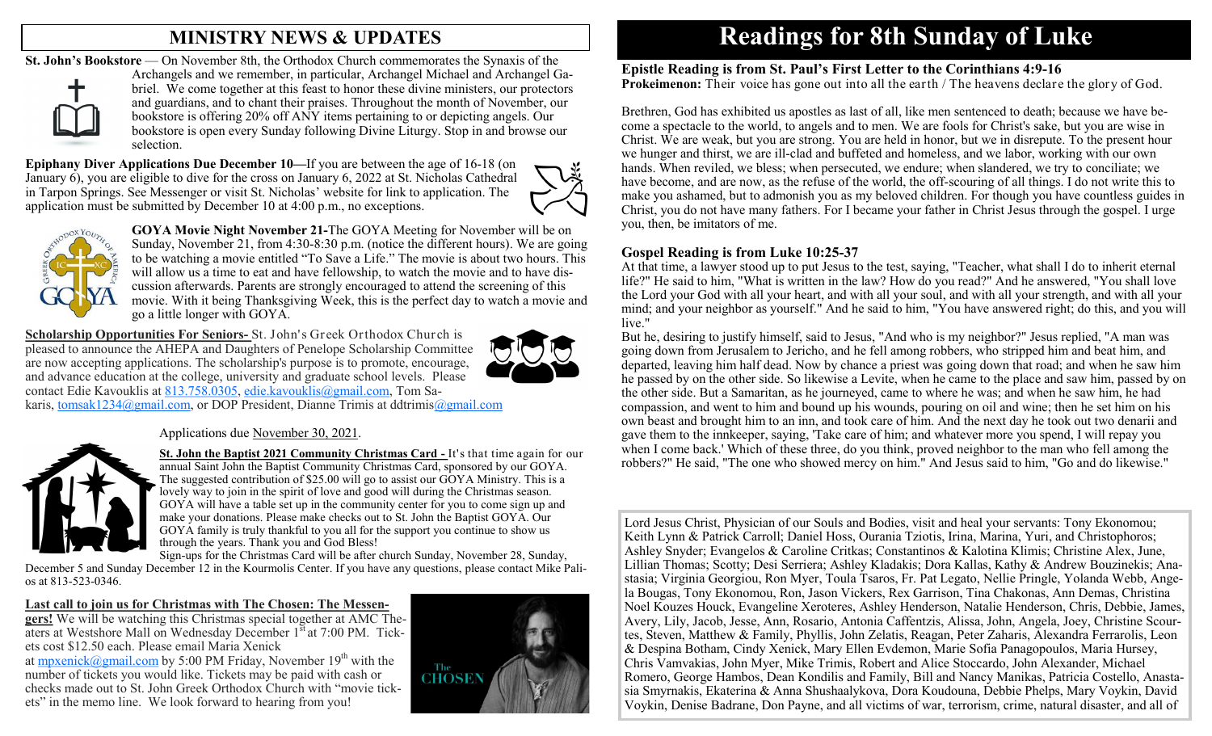## MINISTRY NEWS & UPDATES

**St. John's Bookstore** — On November 8th, the Orthodox Church commemorates the Synaxis of the Archangels and we remember, in particular, Archangel Michael and Archangel Gabriel. We come together at this feast to honor these divine ministers, our protectors and guardians, and to chant their praises. Throughout the month of November, our bookstore is offering 20% off ANY items pertaining to or depicting angels. Our bookstore is open every Sunday following Divine Liturgy. Stop in and browse our selection.

**Epiphany Diver Applications Due December 10—**If you are between the age of 16-18 (on January 6), you are eligible to dive for the cross on January 6, 2022 at St. Nicholas Cathedral in Tarpon Springs. See Messenger or visit St. Nicholas' website for link to application. The application must be submitted by December 10 at 4:00 p.m., no exceptions.

**GOYA Movie Night November 21-**The GOYA Meeting for November will be on Sunday, November 21, from 4:30-8:30 p.m. (notice the different hours). We are going to be watching a movie entitled "To Save a Life." The movie is about two hours. This will allow us a time to eat and have fellowship, to watch the movie and to have discussion afterwards. Parents are strongly encouraged to attend the screening of this movie. With it being Thanksgiving Week, this is the perfect day to watch a movie and go a little longer with GOYA.

**Scholarship Opportunities For Seniors-** St. John's Greek Orthodox Church is pleased to announce the AHEPA and Daughters of Penelope Scholarship Committee are now accepting applications. The scholarship's purpose is to promote, encourage, and advance education at the college, university and graduate school levels. Please contact Edie Kavouklis at 813.758.0305, edie.kavouklis@gmail.com, Tom Sakaris, tomsak1234@gmail.com, or DOP President, Dianne Trimis at ddtrimis@gmail.com

Applications due November 30, 2021.

**St. John the Baptist 2021 Community Christmas Card -** It's that time again for our annual Saint John the Baptist Community Christmas Card, sponsored by our GOYA. The suggested contribution of $25.00 will go to assist our GOYA Ministry. This is a lovely way to join in the spirit of love and good will during the Christmas season. GOYA will have a table set up in the community center for you to come sign up and make your donations. Please make checks out to St. John the Baptist GOYA. Our GOYA family is truly thankful to you all for the support you continue to show us through the years. Thank you and God Bless!

Sign-ups for the Christmas Card will be after church Sunday, November 28, Sunday, December 5 and Sunday December 12 in the Kourmolis Center. If you have any questions, please contact Mike Palios at 813-523-0346.

**Last call to join us for Christmas with The Chosen: The Messengers!** We will be watching this Christmas special together at AMC Theaters at Westshore Mall on Wednesday December 1st at 7:00 PM. Tickets cost $12.50 each. Please email Maria Xenick at mpxenick@gmail.com by 5:00 PM Friday, November 19th with the number of tickets you would like. Tickets may be paid with cash or checks made out to St. John Greek Orthodox Church with "movie tickets" in the memo line. We look forward to hearing from you!

# Readings for 8th Sunday of Luke

**Epistle Reading is from St. Paul's First Letter to the Corinthians 4:9-16**
**Prokeimenon:** Their voice has gone out into all the earth / The heavens declare the glory of God.

Brethren, God has exhibited us apostles as last of all, like men sentenced to death; because we have become a spectacle to the world, to angels and to men. We are fools for Christ's sake, but you are wise in Christ. We are weak, but you are strong. You are held in honor, but we in disrepute. To the present hour we hunger and thirst, we are ill-clad and buffeted and homeless, and we labor, working with our own hands. When reviled, we bless; when persecuted, we endure; when slandered, we try to conciliate; we have become, and are now, as the refuse of the world, the off-scouring of all things. I do not write this to make you ashamed, but to admonish you as my beloved children. For though you have countless guides in Christ, you do not have many fathers. For I became your father in Christ Jesus through the gospel. I urge you, then, be imitators of me.

**Gospel Reading is from Luke 10:25-37**
At that time, a lawyer stood up to put Jesus to the test, saying, "Teacher, what shall I do to inherit eternal life?" He said to him, "What is written in the law? How do you read?" And he answered, "You shall love the Lord your God with all your heart, and with all your soul, and with all your strength, and with all your mind; and your neighbor as yourself." And he said to him, "You have answered right; do this, and you will live."
But he, desiring to justify himself, said to Jesus, "And who is my neighbor?" Jesus replied, "A man was going down from Jerusalem to Jericho, and he fell among robbers, who stripped him and beat him, and departed, leaving him half dead. Now by chance a priest was going down that road; and when he saw him he passed by on the other side. So likewise a Levite, when he came to the place and saw him, passed by on the other side. But a Samaritan, as he journeyed, came to where he was; and when he saw him, he had compassion, and went to him and bound up his wounds, pouring on oil and wine; then he set him on his own beast and brought him to an inn, and took care of him. And the next day he took out two denarii and gave them to the innkeeper, saying, 'Take care of him; and whatever more you spend, I will repay you when I come back.' Which of these three, do you think, proved neighbor to the man who fell among the robbers?" He said, "The one who showed mercy on him." And Jesus said to him, "Go and do likewise."

Lord Jesus Christ, Physician of our Souls and Bodies, visit and heal your servants: Tony Ekonomou; Keith Lynn & Patrick Carroll; Daniel Hoss, Ourania Tziotis, Irina, Marina, Yuri, and Christophoros; Ashley Snyder; Evangelos & Caroline Critkas; Constantinos & Kalotina Klimis; Christine Alex, June, Lillian Thomas; Scotty; Desi Serriera; Ashley Kladakis; Dora Kallas, Kathy & Andrew Bouzinekis; Anastasia; Virginia Georgiou, Ron Myer, Toula Tsaros, Fr. Pat Legato, Nellie Pringle, Yolanda Webb, Angela Bougas, Tony Ekonomou, Ron, Jason Vickers, Rex Garrison, Tina Chakonas, Ann Demas, Christina Noel Kouzes Houck, Evangeline Xeroteres, Ashley Henderson, Natalie Henderson, Chris, Debbie, James, Avery, Lily, Jacob, Jesse, Ann, Rosario, Antonia Caffentzis, Alissa, John, Angela, Joey, Christine Scourtes, Steven, Matthew & Family, Phyllis, John Zelatis, Reagan, Peter Zaharis, Alexandra Ferrarolis, Leon & Despina Botham, Cindy Xenick, Mary Ellen Evdemon, Marie Sofia Panagopoulos, Maria Hursey, Chris Vamvakias, John Myer, Mike Trimis, Robert and Alice Stoccardo, John Alexander, Michael Romero, George Hambos, Dean Kondilis and Family, Bill and Nancy Manikas, Patricia Costello, Anastasia Smyrnakis, Ekaterina & Anna Shushaalykova, Dora Koudouna, Debbie Phelps, Mary Voykin, David Voykin, Denise Badrane, Don Payne, and all victims of war, terrorism, crime, natural disaster, and all of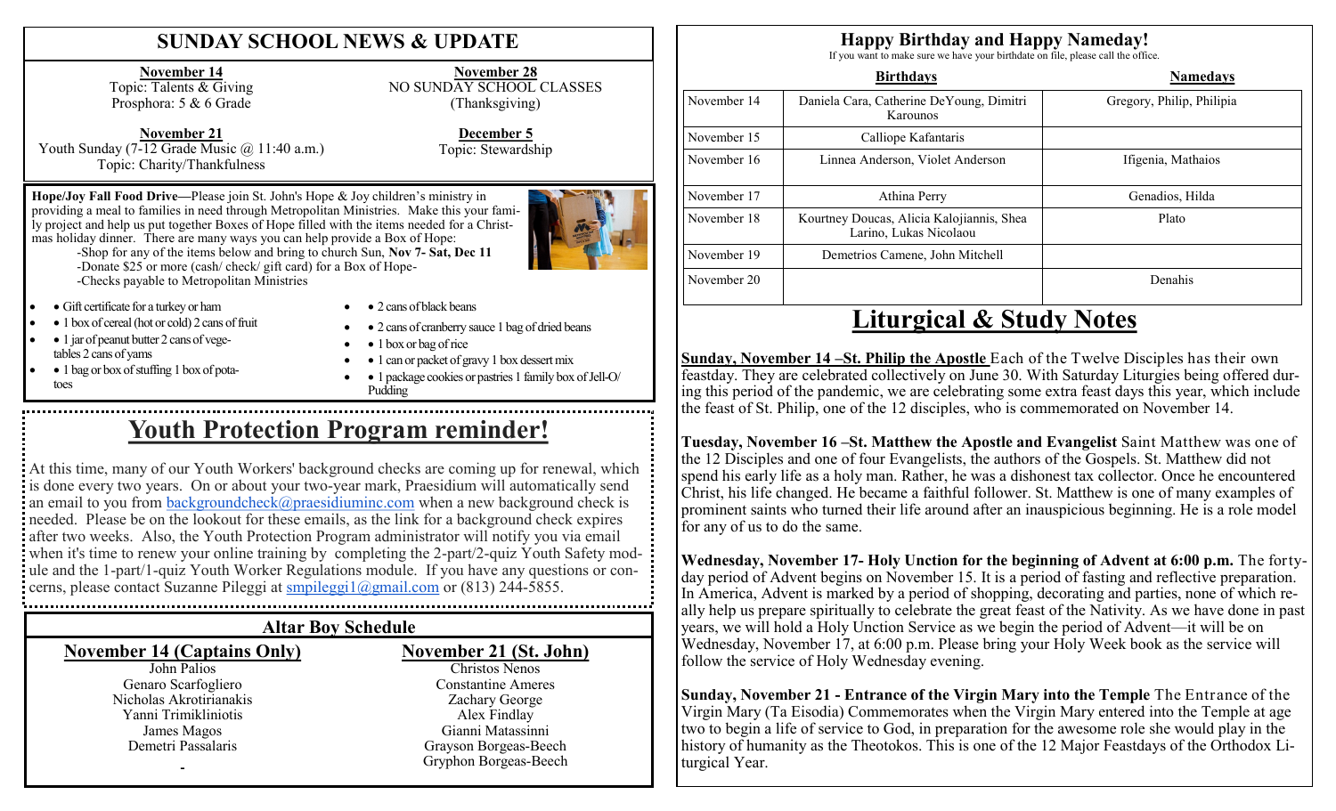## SUNDAY SCHOOL NEWS & UPDATE

**November 14**
Topic: Talents & Giving
Prosphora: 5 & 6 Grade

**November 28**
NO SUNDAY SCHOOL CLASSES
(Thanksgiving)

**November 21**
Youth Sunday (7-12 Grade Music @ 11:40 a.m.)
Topic: Charity/Thankfulness

**December 5**
Topic: Stewardship

**Hope/Joy Fall Food Drive—**Please join St. John's Hope & Joy children's ministry in providing a meal to families in need through Metropolitan Ministries. Make this your family project and help us put together Boxes of Hope filled with the items needed for a Christmas holiday dinner. There are many ways you can help provide a Box of Hope:

- -Shop for any of the items below and bring to church Sun, **Nov 7- Sat, Dec 11**
- -Donate $25 or more (cash/ check/ gift card) for a Box of Hope-
- -Checks payable to Metropolitan Ministries

- • Gift certificate for a turkey or ham
- • 1 box of cereal (hot or cold) 2 cans of fruit
- • 1 jar of peanut butter 2 cans of vegetables 2 cans of yams
- • 1 bag or box of stuffing 1 box of potatoes
- • 2 cans of black beans
- • 2 cans of cranberry sauce 1 bag of dried beans
- • 1 box or bag of rice
- • 1 can or packet of gravy 1 box dessert mix
- • 1 package cookies or pastries 1 family box of Jell-O/ Pudding

## Youth Protection Program reminder!

At this time, many of our Youth Workers' background checks are coming up for renewal, which is done every two years. On or about your two-year mark, Praesidium will automatically send an email to you from backgroundcheck@praesidiuminc.com when a new background check is needed. Please be on the lookout for these emails, as the link for a background check expires after two weeks. Also, the Youth Protection Program administrator will notify you via email when it's time to renew your online training by completing the 2-part/2-quiz Youth Safety module and the 1-part/1-quiz Youth Worker Regulations module. If you have any questions or concerns, please contact Suzanne Pileggi at smpileggi1@gmail.com or (813) 244-5855.

## Altar Boy Schedule

**November 14 (Captains Only)**
John Palios
Genaro Scarfogliero
Nicholas Akrotirianakis
Yanni Trimikliniotis
James Magos
Demetri Passalaris

**November 21 (St. John)**
Christos Nenos
Constantine Ameres
Zachary George
Alex Findlay
Gianni Matassinni
Grayson Borgeas-Beech
Gryphon Borgeas-Beech

## Happy Birthday and Happy Nameday!

If you want to make sure we have your birthdate on file, please call the office.

| | Birthdays | Namedays |
|---|---|---|
| November 14 | Daniela Cara, Catherine DeYoung, Dimitri Karounos | Gregory, Philip, Philipia |
| November 15 | Calliope Kafantaris | |
| November 16 | Linnea Anderson, Violet Anderson | Ifigenia, Mathaios |
| November 17 | Athina Perry | Genadios, Hilda |
| November 18 | Kourtney Doucas, Alicia Kalojiannis, Shea Larino, Lukas Nicolaou | Plato |
| November 19 | Demetrios Camene, John Mitchell | |
| November 20 | | Denahis |

## Liturgical & Study Notes

**Sunday, November 14 –St. Philip the Apostle** Each of the Twelve Disciples has their own feastday. They are celebrated collectively on June 30. With Saturday Liturgies being offered during this period of the pandemic, we are celebrating some extra feast days this year, which include the feast of St. Philip, one of the 12 disciples, who is commemorated on November 14.

**Tuesday, November 16 –St. Matthew the Apostle and Evangelist** Saint Matthew was one of the 12 Disciples and one of four Evangelists, the authors of the Gospels. St. Matthew did not spend his early life as a holy man. Rather, he was a dishonest tax collector. Once he encountered Christ, his life changed. He became a faithful follower. St. Matthew is one of many examples of prominent saints who turned their life around after an inauspicious beginning. He is a role model for any of us to do the same.

**Wednesday, November 17- Holy Unction for the beginning of Advent at 6:00 p.m.** The forty-day period of Advent begins on November 15. It is a period of fasting and reflective preparation. In America, Advent is marked by a period of shopping, decorating and parties, none of which really help us prepare spiritually to celebrate the great feast of the Nativity. As we have done in past years, we will hold a Holy Unction Service as we begin the period of Advent—it will be on Wednesday, November 17, at 6:00 p.m. Please bring your Holy Week book as the service will follow the service of Holy Wednesday evening.

**Sunday, November 21 - Entrance of the Virgin Mary into the Temple** The Entrance of the Virgin Mary (Ta Eisodia) Commemorates when the Virgin Mary entered into the Temple at age two to begin a life of service to God, in preparation for the awesome role she would play in the history of humanity as the Theotokos. This is one of the 12 Major Feastdays of the Orthodox Liturgical Year.